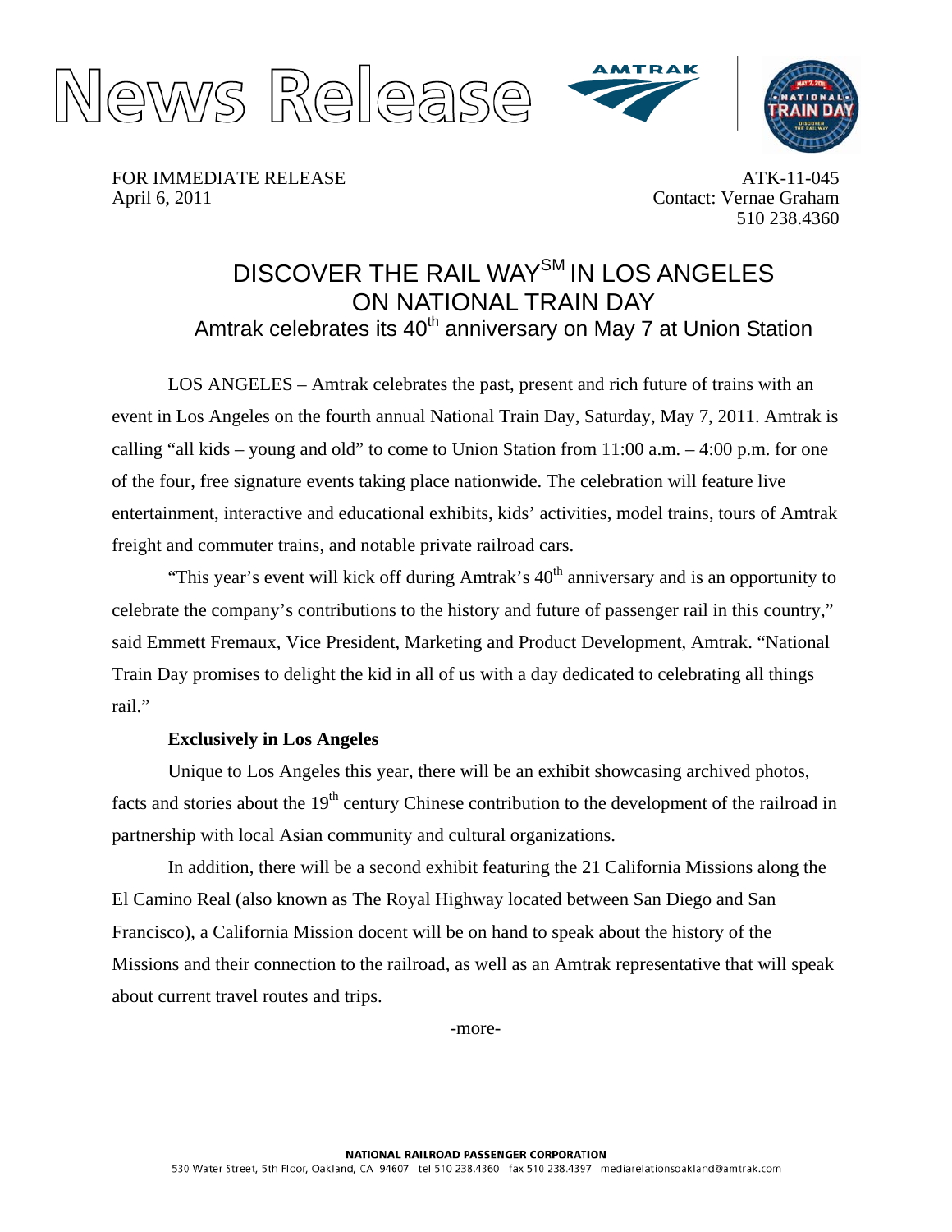# News Release

FOR IMMEDIATE RELEASE
April 6, 2011

ATK-11-045
Contact: Vernae Graham
510 238.4360

## DISCOVER THE RAIL WAY[SM] IN LOS ANGELES ON NATIONAL TRAIN DAY

### Amtrak celebrates its 40th anniversary on May 7 at Union Station

LOS ANGELES – Amtrak celebrates the past, present and rich future of trains with an event in Los Angeles on the fourth annual National Train Day, Saturday, May 7, 2011. Amtrak is calling "all kids – young and old" to come to Union Station from 11:00 a.m. – 4:00 p.m. for one of the four, free signature events taking place nationwide. The celebration will feature live entertainment, interactive and educational exhibits, kids' activities, model trains, tours of Amtrak freight and commuter trains, and notable private railroad cars.

"This year's event will kick off during Amtrak's 40th anniversary and is an opportunity to celebrate the company's contributions to the history and future of passenger rail in this country," said Emmett Fremaux, Vice President, Marketing and Product Development, Amtrak. "National Train Day promises to delight the kid in all of us with a day dedicated to celebrating all things rail."

**Exclusively in Los Angeles**

Unique to Los Angeles this year, there will be an exhibit showcasing archived photos, facts and stories about the 19th century Chinese contribution to the development of the railroad in partnership with local Asian community and cultural organizations.

In addition, there will be a second exhibit featuring the 21 California Missions along the El Camino Real (also known as The Royal Highway located between San Diego and San Francisco), a California Mission docent will be on hand to speak about the history of the Missions and their connection to the railroad, as well as an Amtrak representative that will speak about current travel routes and trips.

-more-

NATIONAL RAILROAD PASSENGER CORPORATION
530 Water Street, 5th Floor, Oakland, CA 94607 tel 510 238.4360 fax 510 238.4397 mediarelationsoakland@amtrak.com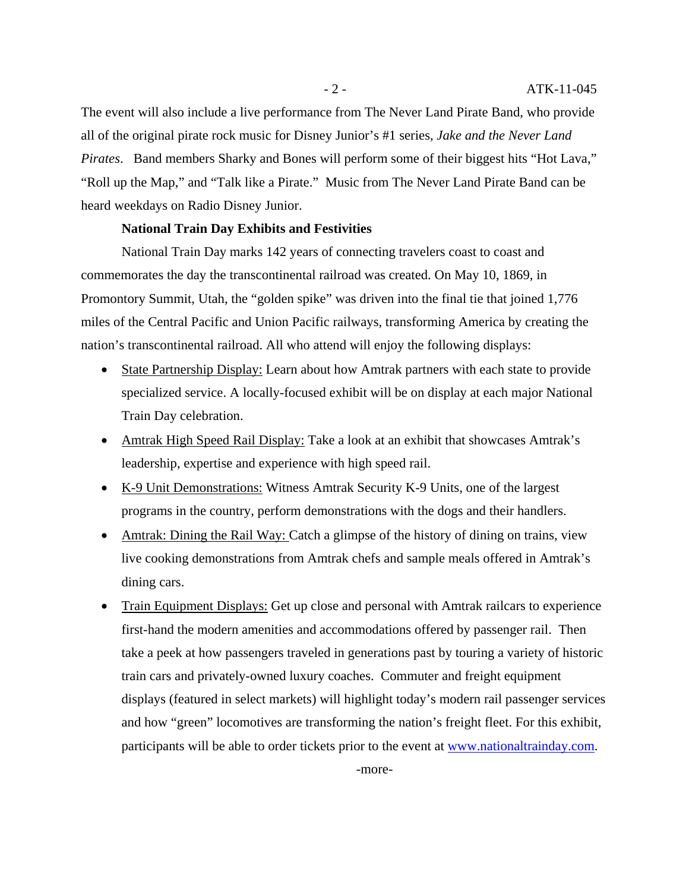The event will also include a live performance from The Never Land Pirate Band, who provide all of the original pirate rock music for Disney Junior's #1 series, *Jake and the Never Land Pirates*. Band members Sharky and Bones will perform some of their biggest hits "Hot Lava," "Roll up the Map," and "Talk like a Pirate." Music from The Never Land Pirate Band can be heard weekdays on Radio Disney Junior.

**National Train Day Exhibits and Festivities**

National Train Day marks 142 years of connecting travelers coast to coast and commemorates the day the transcontinental railroad was created. On May 10, 1869, in Promontory Summit, Utah, the "golden spike" was driven into the final tie that joined 1,776 miles of the Central Pacific and Union Pacific railways, transforming America by creating the nation's transcontinental railroad. All who attend will enjoy the following displays:

- <u>State Partnership Display:</u> Learn about how Amtrak partners with each state to provide specialized service. A locally-focused exhibit will be on display at each major National Train Day celebration.
- <u>Amtrak High Speed Rail Display:</u> Take a look at an exhibit that showcases Amtrak's leadership, expertise and experience with high speed rail.
- <u>K-9 Unit Demonstrations:</u> Witness Amtrak Security K-9 Units, one of the largest programs in the country, perform demonstrations with the dogs and their handlers.
- <u>Amtrak: Dining the Rail Way:</u> Catch a glimpse of the history of dining on trains, view live cooking demonstrations from Amtrak chefs and sample meals offered in Amtrak's dining cars.
- <u>Train Equipment Displays:</u> Get up close and personal with Amtrak railcars to experience first-hand the modern amenities and accommodations offered by passenger rail. Then take a peek at how passengers traveled in generations past by touring a variety of historic train cars and privately-owned luxury coaches. Commuter and freight equipment displays (featured in select markets) will highlight today's modern rail passenger services and how "green" locomotives are transforming the nation's freight fleet. For this exhibit, participants will be able to order tickets prior to the event at [www.nationaltrainday.com](http://www.nationaltrainday.com).

-more-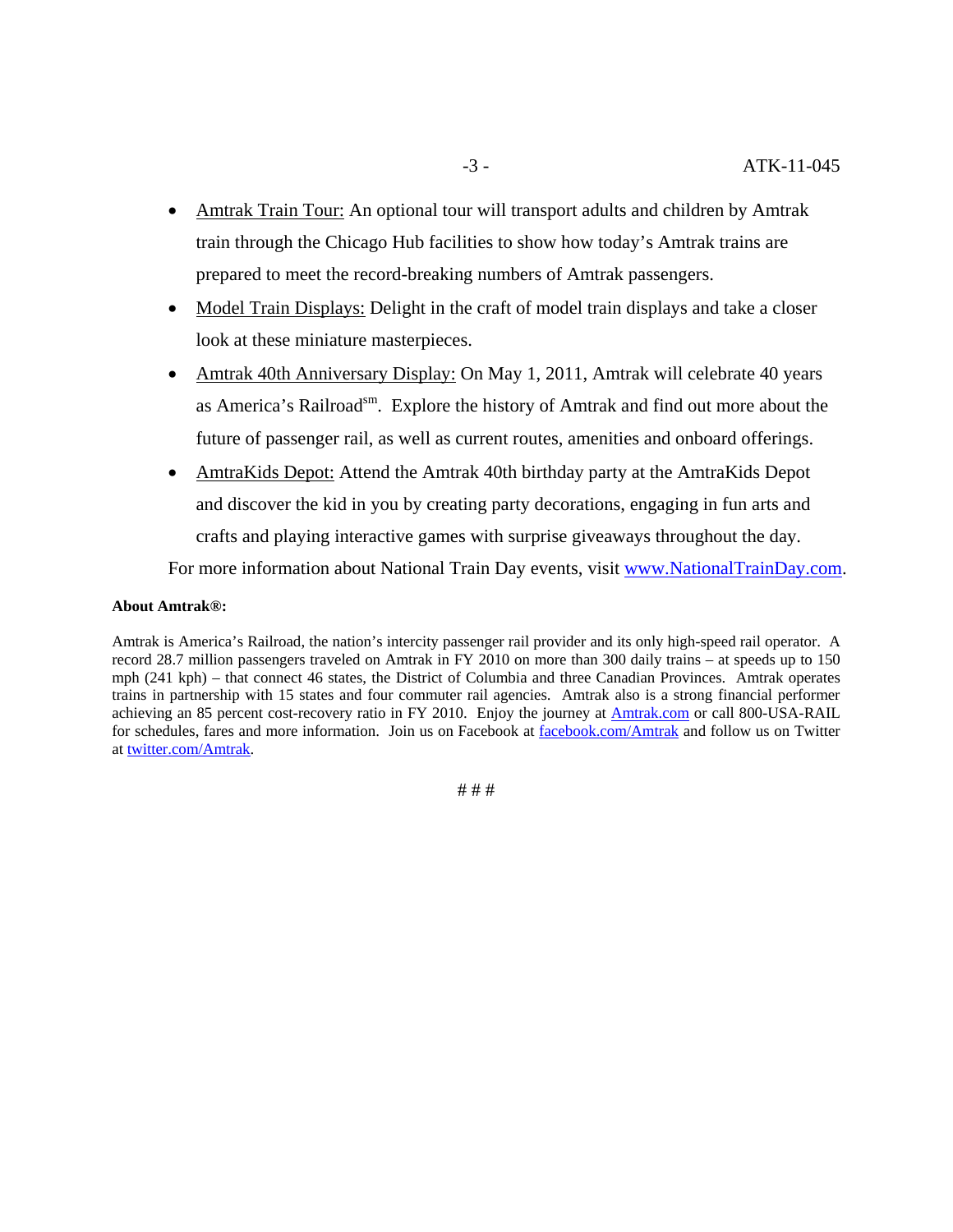- Amtrak Train Tour: An optional tour will transport adults and children by Amtrak train through the Chicago Hub facilities to show how today's Amtrak trains are prepared to meet the record-breaking numbers of Amtrak passengers.
- Model Train Displays: Delight in the craft of model train displays and take a closer look at these miniature masterpieces.
- Amtrak 40th Anniversary Display: On May 1, 2011, Amtrak will celebrate 40 years as America's Railroad[sm]. Explore the history of Amtrak and find out more about the future of passenger rail, as well as current routes, amenities and onboard offerings.
- AmtraKids Depot: Attend the Amtrak 40th birthday party at the AmtraKids Depot and discover the kid in you by creating party decorations, engaging in fun arts and crafts and playing interactive games with surprise giveaways throughout the day.

For more information about National Train Day events, visit www.NationalTrainDay.com.

**About Amtrak®:**

Amtrak is America's Railroad, the nation's intercity passenger rail provider and its only high-speed rail operator. A record 28.7 million passengers traveled on Amtrak in FY 2010 on more than 300 daily trains – at speeds up to 150 mph (241 kph) – that connect 46 states, the District of Columbia and three Canadian Provinces. Amtrak operates trains in partnership with 15 states and four commuter rail agencies. Amtrak also is a strong financial performer achieving an 85 percent cost-recovery ratio in FY 2010. Enjoy the journey at Amtrak.com or call 800-USA-RAIL for schedules, fares and more information. Join us on Facebook at facebook.com/Amtrak and follow us on Twitter at twitter.com/Amtrak.

# # #